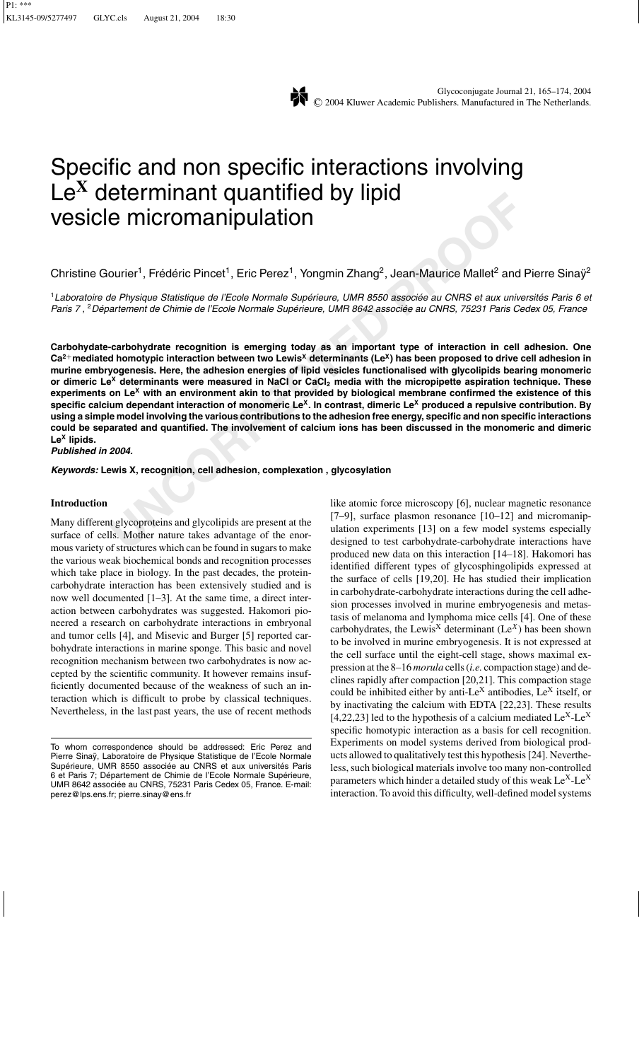# Specific and non specific interactions involving $Le^X$ determinant quantified by lipid vesicle micromanipulation

Christine Gourier[1], Frédéric Pincet[1], Eric Perez[1], Yongmin Zhang[2], Jean-Maurice Mallet[2] and Pierre Sinaÿ[2]

[1] *Laboratoire de Physique Statistique de l'Ecole Normale Supérieure, UMR 8550 associée au CNRS et aux universités Paris 6 et Paris 7*, [2] *Département de Chimie de l'Ecole Normale Supérieure, UMR 8642 associée au CNRS, 75231 Paris Cedex 05, France*

**Carbohydate-carbohydrate recognition is emerging today as an important type of interaction in cell adhesion. One $Ca^{2+}$ mediated homotypic interaction between two Lewis$^X$ determinants ($Le^X$) has been proposed to drive cell adhesion in murine embryogenesis. Here, the adhesion energies of lipid vesicles functionalised with glycolipids bearing monomeric or dimeric $Le^X$ determinants were measured in NaCl or $CaCl_2$ media with the micropipette aspiration technique. These experiments on $Le^X$ with an environment akin to that provided by biological membrane confirmed the existence of this specific calcium dependant interaction of monomeric $Le^X$. In contrast, dimeric $Le^X$ produced a repulsive contribution. By using a simple model involving the various contributions to the adhesion free energy, specific and non specific interactions could be separated and quantified. The involvement of calcium ions has been discussed in the monomeric and dimeric $Le^X$ lipids.**
***Published in 2004.***

***Keywords:* Lewis X, recognition, cell adhesion, complexation , glycosylation**

## Introduction

Many different glycoproteins and glycolipids are present at the surface of cells. Mother nature takes advantage of the enormous variety of structures which can be found in sugars to make the various weak biochemical bonds and recognition processes which take place in biology. In the past decades, the protein-carbohydrate interaction has been extensively studied and is now well documented [1–3]. At the same time, a direct interaction between carbohydrates was suggested. Hakomori pioneered a research on carbohydrate interactions in embryonal and tumor cells [4], and Misevic and Burger [5] reported carbohydrate interactions in marine sponge. This basic and novel recognition mechanism between two carbohydrates is now accepted by the scientific community. It however remains insufficiently documented because of the weakness of such an interaction which is difficult to probe by classical techniques. Nevertheless, in the last past years, the use of recent methods like atomic force microscopy [6], nuclear magnetic resonance [7–9], surface plasmon resonance [10–12] and micromanipulation experiments [13] on a few model systems especially designed to test carbohydrate-carbohydrate interactions have produced new data on this interaction [14–18]. Hakomori has identified different types of glycosphingolipids expressed at the surface of cells [19,20]. He has studied their implication in carbohydrate-carbohydrate interactions during the cell adhesion processes involved in murine embryogenesis and metastasis of melanoma and lymphoma mice cells [4]. One of these carbohydrates, the Lewis$^X$ determinant ($Le^X$) has been shown to be involved in murine embryogenesis. It is not expressed at the cell surface until the eight-cell stage, shows maximal expression at the 8–16 *morula* cells (*i.e.* compaction stage) and declines rapidly after compaction [20,21]. This compaction stage could be inhibited either by anti-$Le^X$ antibodies, $Le^X$ itself, or by inactivating the calcium with EDTA [22,23]. These results [4,22,23] led to the hypothesis of a calcium mediated $Le^X$-$Le^X$ specific homotypic interaction as a basis for cell recognition. Experiments on model systems derived from biological products allowed to qualitatively test this hypothesis [24]. Nevertheless, such biological materials involve too many non-controlled parameters which hinder a detailed study of this weak $Le^X$-$Le^X$ interaction. To avoid this difficulty, well-defined model systems

To whom correspondence should be addressed: Eric Perez and Pierre Sinaÿ, Laboratoire de Physique Statistique de l'Ecole Normale Supérieure, UMR 8550 associée au CNRS et aux universités Paris 6 et Paris 7; Département de Chimie de l'Ecole Normale Supérieure, UMR 8642 associée au CNRS, 75231 Paris Cedex 05, France. E-mail: perez@lps.ens.fr; pierre.sinay@ens.fr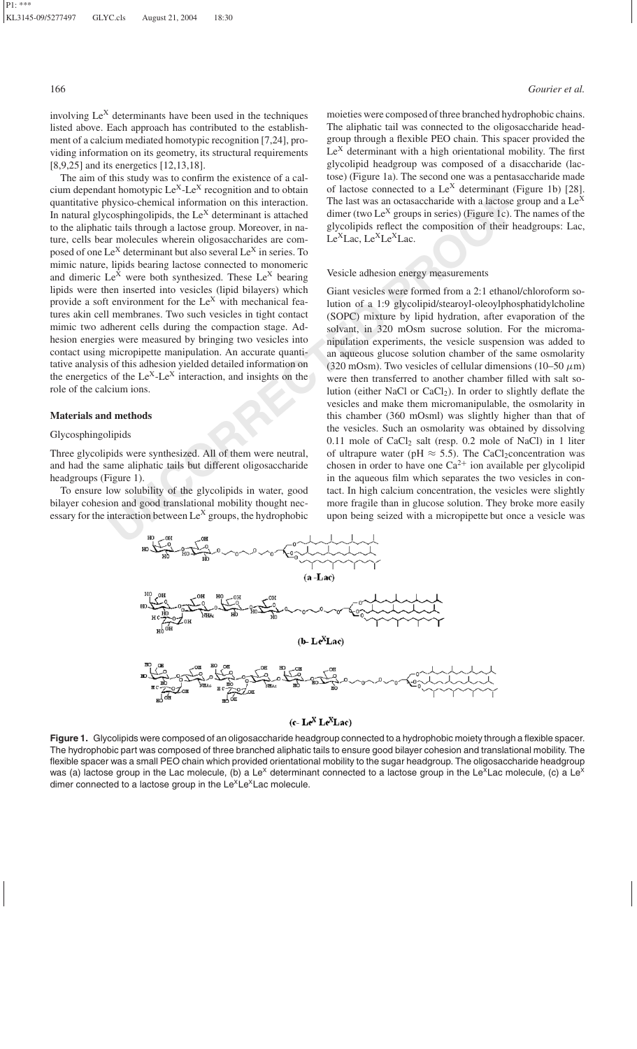involving $Le^X$ determinants have been used in the techniques listed above. Each approach has contributed to the establishment of a calcium mediated homotypic recognition [7,24], providing information on its geometry, its structural requirements [8,9,25] and its energetics [12,13,18].

The aim of this study was to confirm the existence of a calcium dependant homotypic $Le^X$-$Le^X$ recognition and to obtain quantitative physico-chemical information on this interaction. In natural glycosphingolipids, the $Le^X$ determinant is attached to the aliphatic tails through a lactose group. Moreover, in nature, cells bear molecules wherein oligosaccharides are composed of one $Le^X$ determinant but also several $Le^X$ in series. To mimic nature, lipids bearing lactose connected to monomeric and dimeric $Le^X$ were both synthesized. These $Le^X$ bearing lipids were then inserted into vesicles (lipid bilayers) which provide a soft environment for the $Le^X$ with mechanical features akin cell membranes. Two such vesicles in tight contact mimic two adherent cells during the compaction stage. Adhesion energies were measured by bringing two vesicles into contact using micropipette manipulation. An accurate quantitative analysis of this adhesion yielded detailed information on the energetics of the $Le^X$-$Le^X$ interaction, and insights on the role of the calcium ions.

## Materials and methods

### Glycosphingolipids

Three glycolipids were synthesized. All of them were neutral, and had the same aliphatic tails but different oligosaccharide headgroups (Figure 1).

To ensure low solubility of the glycolipids in water, good bilayer cohesion and good translational mobility thought necessary for the interaction between $Le^X$ groups, the hydrophobic moieties were composed of three branched hydrophobic chains. The aliphatic tail was connected to the oligosaccharide headgroup through a flexible PEO chain. This spacer provided the $Le^X$ determinant with a high orientational mobility. The first glycolipid headgroup was composed of a disaccharide (lactose) (Figure 1a). The second one was a pentasaccharide made of lactose connected to a $Le^X$ determinant (Figure 1b) [28]. The last was an octasaccharide with a lactose group and a $Le^X$ dimer (two $Le^X$ groups in series) (Figure 1c). The names of the glycolipids reflect the composition of their headgroups: Lac, $Le^X$Lac, $Le^X$$Le^X$Lac.

### Vesicle adhesion energy measurements

Giant vesicles were formed from a 2:1 ethanol/chloroform solution of a 1:9 glycolipid/stearoyl-oleoylphosphatidylcholine (SOPC) mixture by lipid hydration, after evaporation of the solvant, in 320 mOsm sucrose solution. For the micromanipulation experiments, the vesicle suspension was added to an aqueous glucose solution chamber of the same osmolarity (320 mOsm). Two vesicles of cellular dimensions (10–50 $\mu$m) were then transferred to another chamber filled with salt solution (either NaCl or $CaCl_2$). In order to slightly deflate the vesicles and make them micromanipulable, the osmolarity in this chamber (360 mOsml) was slightly higher than that of the vesicles. Such an osmolarity was obtained by dissolving 0.11 mole of $CaCl_2$ salt (resp. 0.2 mole of NaCl) in 1 liter of ultrapure water (pH $\approx$ 5.5). The $CaCl_2$concentration was chosen in order to have one $Ca^{2+}$ ion available per glycolipid in the aqueous film which separates the two vesicles in contact. In high calcium concentration, the vesicles were slightly more fragile than in glucose solution. They broke more easily upon being seized with a micropipette but once a vesicle was

(a -Lac)

(b- $Le^X$Lac)

(c- $Le^X$ $Le^X$Lac)

**Figure 1.** Glycolipids were composed of an oligosaccharide headgroup connected to a hydrophobic moiety through a flexible spacer. The hydrophobic part was composed of three branched aliphatic tails to ensure good bilayer cohesion and translational mobility. The flexible spacer was a small PEO chain which provided orientational mobility to the sugar headgroup. The oligosaccharide headgroup was (a) lactose group in the Lac molecule, (b) a $Le^x$ determinant connected to a lactose group in the $Le^x$Lac molecule, (c) a $Le^x$ dimer connected to a lactose group in the $Le^x$$Le^x$Lac molecule.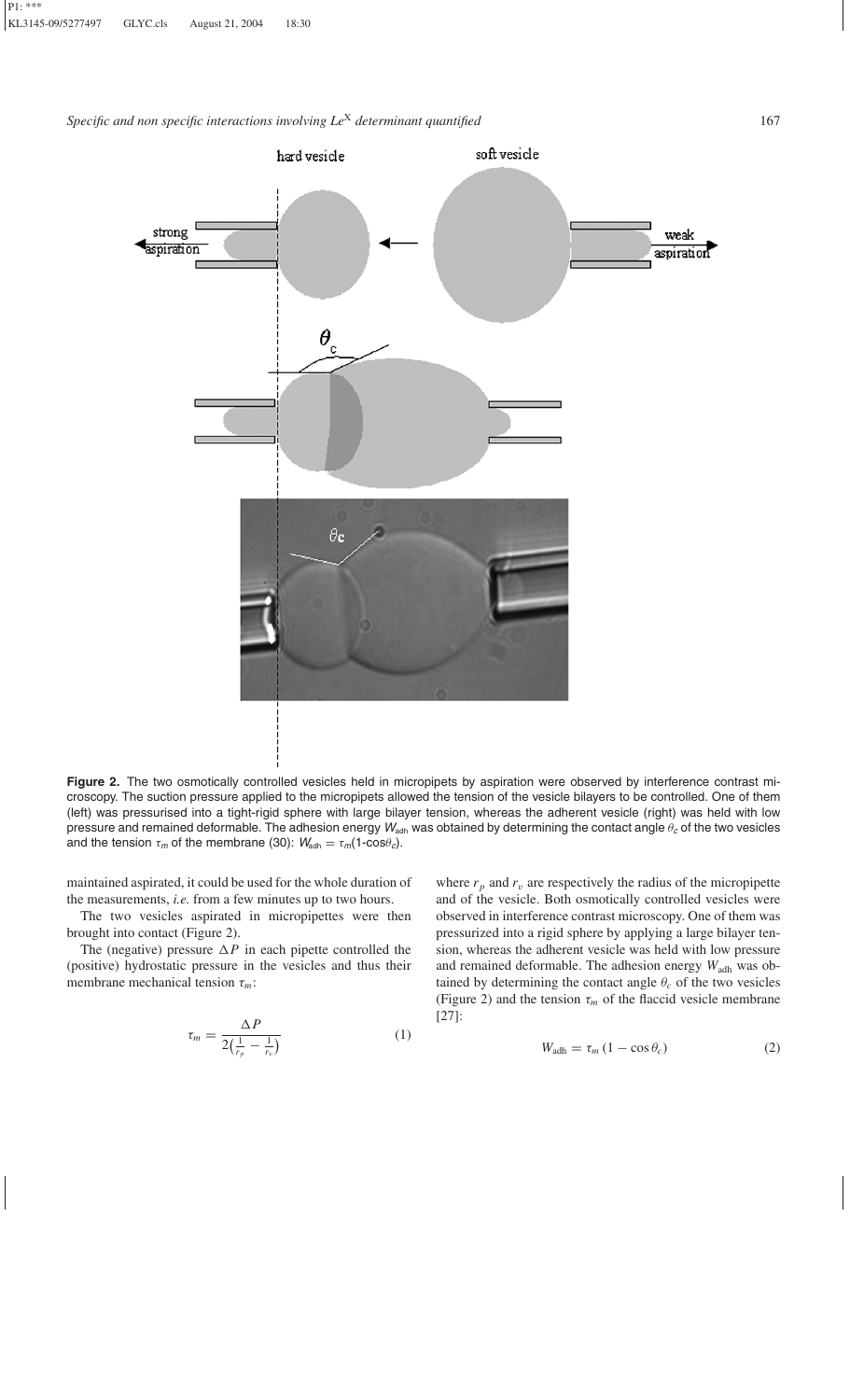**Figure 2.** The two osmotically controlled vesicles held in micropipets by aspiration were observed by interference contrast microscopy. The suction pressure applied to the micropipets allowed the tension of the vesicle bilayers to be controlled. One of them (left) was pressurised into a tight-rigid sphere with large bilayer tension, whereas the adherent vesicle (right) was held with low pressure and remained deformable. The adhesion energy $W_{adh}$ was obtained by determining the contact angle $\theta_c$ of the two vesicles and the tension $\tau_m$ of the membrane (30): $W_{adh} = \tau_m(1\text{-}\cos\theta_c)$.

maintained aspirated, it could be used for the whole duration of the measurements, *i.e.* from a few minutes up to two hours.

The two vesicles aspirated in micropipettes were then brought into contact (Figure 2).

The (negative) pressure $\Delta P$ in each pipette controlled the (positive) hydrostatic pressure in the vesicles and thus their membrane mechanical tension $\tau_m$:

$$\tau_m = \frac{\Delta P}{2\left(\frac{1}{r_p} - \frac{1}{r_v}\right)} \tag{1}$$

where $r_p$ and $r_v$ are respectively the radius of the micropipette and of the vesicle. Both osmotically controlled vesicles were observed in interference contrast microscopy. One of them was pressurized into a rigid sphere by applying a large bilayer tension, whereas the adherent vesicle was held with low pressure and remained deformable. The adhesion energy $W_{adh}$ was obtained by determining the contact angle $\theta_c$ of the two vesicles (Figure 2) and the tension $\tau_m$ of the flaccid vesicle membrane [27]:

$$W_{adh} = \tau_m\,(1 - \cos\theta_c) \tag{2}$$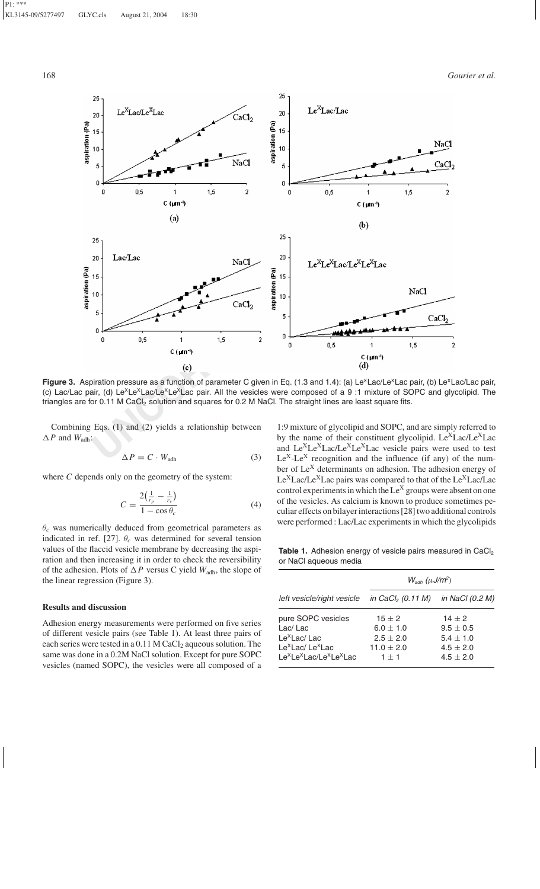**Figure 3.** Aspiration pressure as a function of parameter C given in Eq. (1.3 and 1.4): (a) $Le^xLac/Le^xLac$ pair, (b) $Le^xLac/Lac$ pair, (c) Lac/Lac pair, (d) $Le^xLe^xLac/Le^xLe^xLac$ pair. All the vesicles were composed of a 9 :1 mixture of SOPC and glycolipid. The triangles are for 0.11 M $CaCl_2$ solution and squares for 0.2 M NaCl. The straight lines are least square fits.

Combining Eqs. (1) and (2) yields a relationship between $\Delta P$ and $W_{\text{adh}}$:

$$\Delta P = C \cdot W_{\text{adh}} \tag{3}$$

where $C$ depends only on the geometry of the system:

$$C = \frac{2\left(\frac{1}{r_p} - \frac{1}{r_v}\right)}{1 - \cos\theta_c} \tag{4}$$

$\theta_c$ was numerically deduced from geometrical parameters as indicated in ref. [27]. $\theta_c$ was determined for several tension values of the flaccid vesicle membrane by decreasing the aspiration and then increasing it in order to check the reversibility of the adhesion. Plots of $\Delta P$ versus C yield $W_{\text{adh}}$, the slope of the linear regression (Figure 3).

## Results and discussion

Adhesion energy measurements were performed on five series of different vesicle pairs (see Table 1). At least three pairs of each series were tested in a 0.11 M $CaCl_2$ aqueous solution. The same was done in a 0.2M NaCl solution. Except for pure SOPC vesicles (named SOPC), the vesicles were all composed of a 1:9 mixture of glycolipid and SOPC, and are simply referred to by the name of their constituent glycolipid. $Le^XLac/Le^XLac$ and $Le^XLe^XLac/Le^XLe^XLac$ vesicle pairs were used to test $Le^X$-$Le^X$ recognition and the influence (if any) of the number of $Le^X$ determinants on adhesion. The adhesion energy of $Le^XLac/Le^XLac$ pairs was compared to that of the $Le^XLac/Lac$ control experiments in which the $Le^X$ groups were absent on one of the vesicles. As calcium is known to produce sometimes peculiar effects on bilayer interactions [28] two additional controls were performed : Lac/Lac experiments in which the glycolipids

**Table 1.** Adhesion energy of vesicle pairs measured in $CaCl_2$ or NaCl aqueous media

| | $W_{adh}$ ($\mu J/m^2$) | |
|---|---|---|
| *left vesicle/right vesicle* | *in $CaCl_2$ (0.11 M)* | *in NaCl (0.2 M)* |
| pure SOPC vesicles | $15 \pm 2$ | $14 \pm 2$ |
| Lac/ Lac | $6.0 \pm 1.0$ | $9.5 \pm 0.5$ |
| $Le^xLac$/ Lac | $2.5 \pm 2.0$ | $5.4 \pm 1.0$ |
| $Le^xLac$/ $Le^xLac$ | $11.0 \pm 2.0$ | $4.5 \pm 2.0$ |
| $Le^xLe^xLac$/$Le^xLe^xLac$ | $1 \pm 1$ | $4.5 \pm 2.0$ |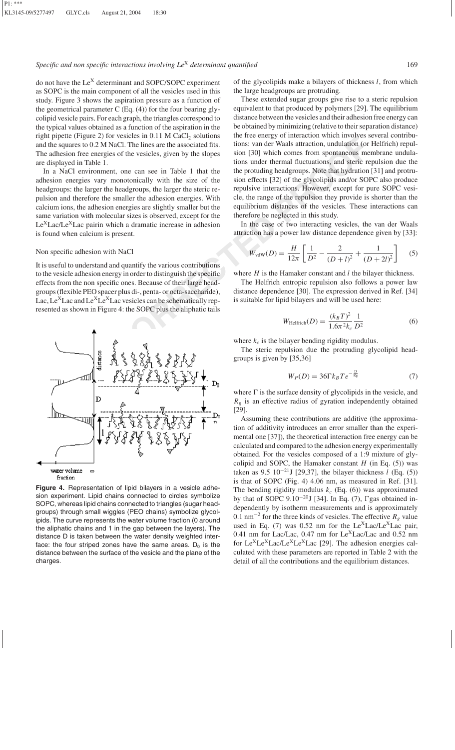do not have the $Le^X$ determinant and SOPC/SOPC experiment as SOPC is the main component of all the vesicles used in this study. Figure 3 shows the aspiration pressure as a function of the geometrical parameter C (Eq. (4)) for the four bearing glycolipid vesicle pairs. For each graph, the triangles correspond to the typical values obtained as a function of the aspiration in the right pipette (Figure 2) for vesicles in 0.11 M $CaCl_2$ solutions and the squares to 0.2 M NaCl. The lines are the associated fits. The adhesion free energies of the vesicles, given by the slopes are displayed in Table 1.

In a NaCl environment, one can see in Table 1 that the adhesion energies vary monotonically with the size of the headgroups: the larger the headgroups, the larger the steric repulsion and therefore the smaller the adhesion energies. With calcium ions, the adhesion energies are slightly smaller but the same variation with molecular sizes is observed, except for the $Le^X$Lac/$Le^X$Lac pairin which a dramatic increase in adhesion is found when calcium is present.

### Non specific adhesion with NaCl

It is useful to understand and quantify the various contributions to the vesicle adhesion energy in order to distinguish the specific effects from the non specific ones. Because of their large headgroups (flexible PEO spacer plus di-, penta- or octa-saccharide), Lac, $Le^X$Lac and $Le^X Le^X$Lac vesicles can be schematically represented as shown in Figure 4: the SOPC plus the aliphatic tails of the glycolipids make a bilayers of thickness $l$, from which the large headgroups are protruding.

**Figure 4.** Representation of lipid bilayers in a vesicle adhesion experiment. Lipid chains connected to circles symbolize SOPC, whereas lipid chains connected to triangles (sugar headgroups) through small wiggles (PEO chains) symbolize glycolipids. The curve represents the water volume fraction (0 around the aliphatic chains and 1 in the gap between the layers). The distance D is taken between the water density weighted interface: the four striped zones have the same areas. $D_0$ is the distance between the surface of the vesicle and the plane of the charges.

These extended sugar groups give rise to a steric repulsion equivalent to that produced by polymers [29]. The equilibrium distance between the vesicles and their adhesion free energy can be obtained by minimizing (relative to their separation distance) the free energy of interaction which involves several contributions: van der Waals attraction, undulation (or Helfrich) repulsion [30] which comes from spontaneous membrane undulations under thermal fluctuations, and steric repulsion due the the protuding headgroups. Note that hydration [31] and protrusion effects [32] of the glycolipids and/or SOPC also produce repulsive interactions. However, except for pure SOPC vesicle, the range of the repulsion they provide is shorter than the equilibrium distances of the vesicles. These interactions can therefore be neglected in this study.

In the case of two interacting vesicles, the van der Waals attraction has a power law distance dependence given by [33]:

$$W_{\text{vdW}}(D) = \frac{H}{12\pi}\left[\frac{1}{D^2} - \frac{2}{(D+l)^2} + \frac{1}{(D+2l)^2}\right] \quad (5)$$

where $H$ is the Hamaker constant and $l$ the bilayer thickness.

The Helfrich entropic repulsion also follows a power law distance dependence [30]. The expression derived in Ref. [34] is suitable for lipid bilayers and will be used here:

$$W_{\text{Helfrich}}(D) = \frac{(k_B T)^2}{1.6\pi^2 k_c}\frac{1}{D^2} \quad (6)$$

where $k_c$ is the bilayer bending rigidity modulus.

The steric repulsion due the protruding glycolipid headgroups is given by [35,36]

$$W_P(D) = 36\Gamma k_B T e^{-\frac{D}{R_g}} \quad (7)$$

where $\Gamma$ is the surface density of glycolipids in the vesicle, and $R_g$ is an effective radius of gyration independently obtained [29].

Assuming these contributions are additive (the approximation of additivity introduces an error smaller than the experimental one [37]), the theoretical interaction free energy can be calculated and compared to the adhesion energy experimentally obtained. For the vesicles composed of a 1:9 mixture of glycolipid and SOPC, the Hamaker constant $H$ (in Eq. (5)) was taken as $9.5\ 10^{-21}$J [29,37], the bilayer thickness $l$ (Eq. (5)) is that of SOPC (Fig. 4) 4.06 nm, as measured in Ref. [31]. The bending rigidity modulus $k_c$ (Eq. (6)) was approximated by that of SOPC $9.10^{-20}$J [34]. In Eq. (7), $\Gamma$gas obtained independently by isotherm measurements and is approximately 0.1 $nm^{-2}$ for the three kinds of vesicles. The effective $R_g$ value used in Eq. (7) was 0.52 nm for the $Le^X$Lac/$Le^X$Lac pair, 0.41 nm for Lac/Lac, 0.47 nm for $Le^X$Lac/Lac and 0.52 nm for $Le^X Le^X$Lac/$Le^X Le^X$Lac [29]. The adhesion energies calculated with these parameters are reported in Table 2 with the detail of all the contributions and the equilibrium distances.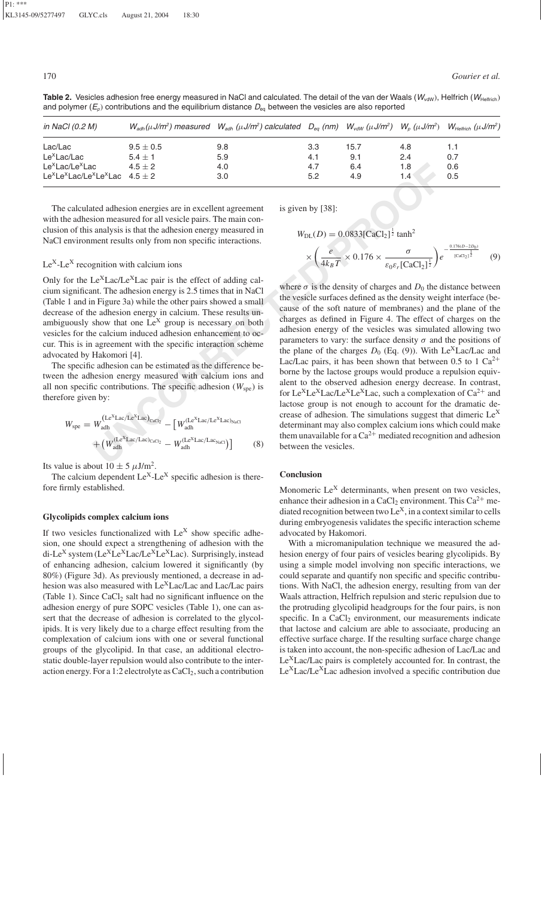**Table 2.** Vesicles adhesion free energy measured in NaCl and calculated. The detail of the van der Waals ($W_{vdW}$), Helfrich ($W_{Helfrich}$) and polymer ($E_p$) contributions and the equilibrium distance $D_{eq}$ between the vesicles are also reported

| in NaCl (0.2 M) | $W_{adh}$ ($\mu J/m^2$) measured | $W_{adh}$ ($\mu J/m^2$) calculated | $D_{eq}$ (nm) | $W_{vdW}$ ($\mu J/m^2$) | $W_p$ ($\mu J/m^2$) | $W_{Helfrich}$ ($\mu J/m^2$) |
|---|---|---|---|---|---|---|
| Lac/Lac | $9.5 \pm 0.5$ | 9.8 | 3.3 | 15.7 | 4.8 | 1.1 |
| $Le^x$Lac/Lac | $5.4 \pm 1$ | 5.9 | 4.1 | 9.1 | 2.4 | 0.7 |
| $Le^x$Lac/$Le^x$Lac | $4.5 \pm 2$ | 4.0 | 4.7 | 6.4 | 1.8 | 0.6 |
| $Le^xLe^x$Lac/$Le^xLe^x$Lac | $4.5 \pm 2$ | 3.0 | 5.2 | 4.9 | 1.4 | 0.5 |

The calculated adhesion energies are in excellent agreement with the adhesion measured for all vesicle pairs. The main conclusion of this analysis is that the adhesion energy measured in NaCl environment results only from non specific interactions.

### $Le^X$-$Le^X$ recognition with calcium ions

Only for the $Le^X$Lac/$Le^X$Lac pair is the effect of adding calcium significant. The adhesion energy is 2.5 times that in NaCl (Table 1 and in Figure 3a) while the other pairs showed a small decrease of the adhesion energy in calcium. These results unambiguously show that one $Le^X$ group is necessary on both vesicles for the calcium induced adhesion enhancement to occur. This is in agreement with the specific interaction scheme advocated by Hakomori [4].

The specific adhesion can be estimated as the difference between the adhesion energy measured with calcium ions and all non specific contributions. The specific adhesion ($W_{spe}$) is therefore given by:

$$W_{spe} = W_{adh}^{(Le^XLac/Le^XLac)_{CaCl_2}} - \left[W_{adh}^{(Le^XLac/Le^XLac)_{NaCl}} + \left(W_{adh}^{(Le^XLac/Lac)_{CaCl_2}} - W_{adh}^{(Le^XLac/Lac_{NaCl})}\right)\right] \quad (8)$$

Its value is about $10 \pm 5$ $\mu$J/m$^2$.

The calcium dependent $Le^X$-$Le^X$ specific adhesion is therefore firmly established.

## Glycolipids complex calcium ions

If two vesicles functionalized with $Le^X$ show specific adhesion, one should expect a strengthening of adhesion with the di-$Le^X$ system ($Le^XLe^X$Lac/$Le^XLe^X$Lac). Surprisingly, instead of enhancing adhesion, calcium lowered it significantly (by 80%) (Figure 3d). As previously mentioned, a decrease in adhesion was also measured with $Le^X$Lac/Lac and Lac/Lac pairs (Table 1). Since $CaCl_2$ salt had no significant influence on the adhesion energy of pure SOPC vesicles (Table 1), one can assert that the decrease of adhesion is correlated to the glycolipids. It is very likely due to a charge effect resulting from the complexation of calcium ions with one or several functional groups of the glycolipid. In that case, an additional electrostatic double-layer repulsion would also contribute to the interaction energy. For a 1:2 electrolyte as $CaCl_2$, such a contribution is given by [38]:

$$W_{DL}(D) = 0.0833[CaCl_2]^{\frac{1}{2}} \tanh^2 \times \left(\frac{e}{4k_BT} \times 0.176 \times \frac{\sigma}{\varepsilon_0\varepsilon_r[CaCl_2]^{\frac{1}{2}}}\right) e^{-\frac{0.176(D-2D_0)}{[CaCl_2]^{\frac{1}{2}}}} \quad (9)$$

where $\sigma$ is the density of charges and $D_0$ the distance between the vesicle surfaces defined as the density weight interface (because of the soft nature of membranes) and the plane of the charges as defined in Figure 4. The effect of charges on the adhesion energy of the vesicles was simulated allowing two parameters to vary: the surface density $\sigma$ and the positions of the plane of the charges $D_0$ (Eq. (9)). With $Le^X$Lac/Lac and Lac/Lac pairs, it has been shown that between 0.5 to 1 $Ca^{2+}$ borne by the lactose groups would produce a repulsion equivalent to the observed adhesion energy decrease. In contrast, for $Le^XLe^X$Lac/$Le^XLe^X$Lac, such a complexation of $Ca^{2+}$ and lactose group is not enough to account for the dramatic decrease of adhesion. The simulations suggest that dimeric $Le^X$ determinant may also complex calcium ions which could make them unavailable for a $Ca^{2+}$ mediated recognition and adhesion between the vesicles.

## Conclusion

Monomeric $Le^X$ determinants, when present on two vesicles, enhance their adhesion in a $CaCl_2$ environment. This $Ca^{2+}$ mediated recognition between two $Le^X$, in a context similar to cells during embryogenesis validates the specific interaction scheme advocated by Hakomori.

With a micromanipulation technique we measured the adhesion energy of four pairs of vesicles bearing glycolipids. By using a simple model involving non specific interactions, we could separate and quantify non specific and specific contributions. With NaCl, the adhesion energy, resulting from van der Waals attraction, Helfrich repulsion and steric repulsion due to the protruding glycolipid headgroups for the four pairs, is non specific. In a $CaCl_2$ environment, our measurements indicate that lactose and calcium are able to associaate, producing an effective surface charge. If the resulting surface charge change is taken into account, the non-specific adhesion of Lac/Lac and $Le^X$Lac/Lac pairs is completely accounted for. In contrast, the $Le^X$Lac/$Le^X$Lac adhesion involved a specific contribution due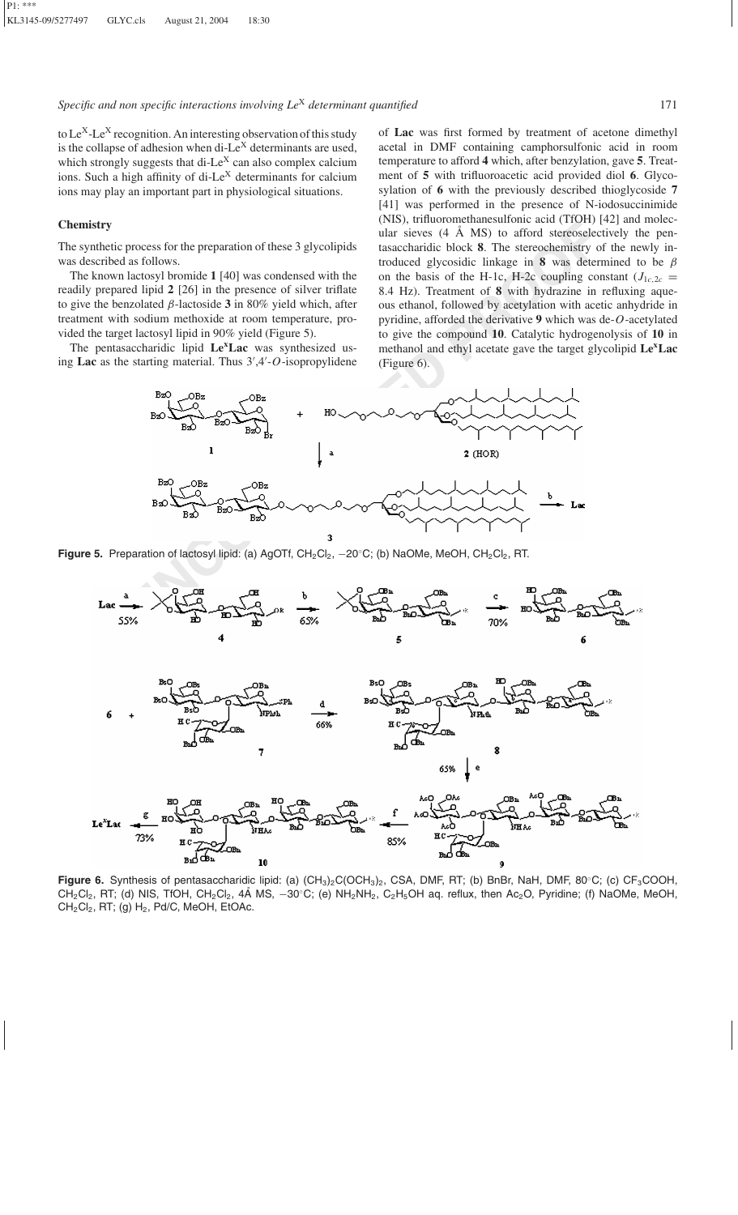to $Le^X$-$Le^X$ recognition. An interesting observation of this study is the collapse of adhesion when di-$Le^X$ determinants are used, which strongly suggests that di-$Le^X$ can also complex calcium ions. Such a high affinity of di-$Le^X$ determinants for calcium ions may play an important part in physiological situations.

## Chemistry

The synthetic process for the preparation of these 3 glycolipids was described as follows.

The known lactosyl bromide **1** [40] was condensed with the readily prepared lipid **2** [26] in the presence of silver triflate to give the benzolated $\beta$-lactoside **3** in 80% yield which, after treatment with sodium methoxide at room temperature, provided the target lactosyl lipid in 90% yield (Figure 5).

The pentasaccharidic lipid **$Le^x$Lac** was synthesized using **Lac** as the starting material. Thus 3′,4′-*O*-isopropylidene of **Lac** was first formed by treatment of acetone dimethyl acetal in DMF containing camphorsulfonic acid in room temperature to afford **4** which, after benzylation, gave **5**. Treatment of **5** with trifluoroacetic acid provided diol **6**. Glycosylation of **6** with the previously described thioglycoside **7** [41] was performed in the presence of N-iodosuccinimide (NIS), trifluoromethanesulfonic acid (TfOH) [42] and molecular sieves (4 Å MS) to afford stereoselectively the pentasaccharidic block **8**. The stereochemistry of the newly introduced glycosidic linkage in **8** was determined to be $\beta$ on the basis of the H-1c, H-2c coupling constant ($J_{1c,2c}$ = 8.4 Hz). Treatment of **8** with hydrazine in refluxing aqueous ethanol, followed by acetylation with acetic anhydride in pyridine, afforded the derivative **9** which was de-*O*-acetylated to give the compound **10**. Catalytic hydrogenolysis of **10** in methanol and ethyl acetate gave the target glycolipid **$Le^x$Lac** (Figure 6).

**Figure 5.** Preparation of lactosyl lipid: (a) AgOTf, $CH_2Cl_2$, −20°C; (b) NaOMe, MeOH, $CH_2Cl_2$, RT.

**Figure 6.** Synthesis of pentasaccharidic lipid: (a) $(CH_3)_2C(OCH_3)_2$, CSA, DMF, RT; (b) BnBr, NaH, DMF, 80°C; (c) $CF_3COOH$, $CH_2Cl_2$, RT; (d) NIS, TfOH, $CH_2Cl_2$, 4Å MS, −30°C; (e) $NH_2NH_2$, $C_2H_5OH$ aq. reflux, then $Ac_2O$, Pyridine; (f) NaOMe, MeOH, $CH_2Cl_2$, RT; (g) $H_2$, Pd/C, MeOH, EtOAc.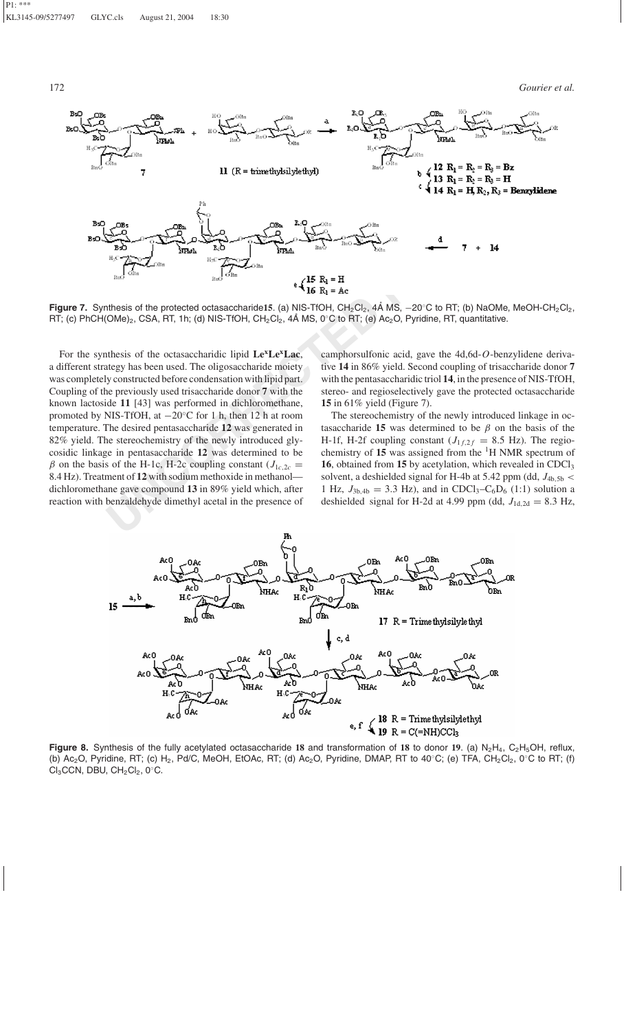**Figure 7.** Synthesis of the protected octasaccharide**15**. (a) NIS-TfOH, $CH_2Cl_2$, 4Å MS, −20°C to RT; (b) NaOMe, MeOH-$CH_2Cl_2$, RT; (c) $PhCH(OMe)_2$, CSA, RT, 1h; (d) NIS-TfOH, $CH_2Cl_2$, 4Å MS, 0°C to RT; (e) $Ac_2O$, Pyridine, RT, quantitative.

For the synthesis of the octasaccharidic lipid **Le$^x$Le$^x$Lac**, a different strategy has been used. The oligosaccharide moiety was completely constructed before condensation with lipid part. Coupling of the previously used trisaccharide donor **7** with the known lactoside **11** [43] was performed in dichloromethane, promoted by NIS-TfOH, at −20°C for 1 h, then 12 h at room temperature. The desired pentasaccharide **12** was generated in 82% yield. The stereochemistry of the newly introduced glycosidic linkage in pentasaccharide **12** was determined to be $\beta$ on the basis of the H-1c, H-2c coupling constant ($J_{1c,2c}$ = 8.4 Hz). Treatment of **12** with sodium methoxide in methanol—dichloromethane gave compound **13** in 89% yield which, after reaction with benzaldehyde dimethyl acetal in the presence of camphorsulfonic acid, gave the 4d,6d-*O*-benzylidene derivative **14** in 86% yield. Second coupling of trisaccharide donor **7** with the pentasaccharidic triol **14**, in the presence of NIS-TfOH, stereo- and regioselectively gave the protected octasaccharide **15** in 61% yield (Figure 7).

The stereochemistry of the newly introduced linkage in octasaccharide **15** was determined to be $\beta$ on the basis of the H-1f, H-2f coupling constant ($J_{1f,2f}$ = 8.5 Hz). The regiochemistry of **15** was assigned from the $^1$H NMR spectrum of **16**, obtained from **15** by acetylation, which revealed in $CDCl_3$ solvent, a deshielded signal for H-4b at 5.42 ppm (dd, $J_{4b,5b}$ < 1 Hz, $J_{3b,4b}$ = 3.3 Hz), and in $CDCl_3$–$C_6D_6$ (1:1) solution a deshielded signal for H-2d at 4.99 ppm (dd, $J_{1d,2d}$ = 8.3 Hz,

**Figure 8.** Synthesis of the fully acetylated octasaccharide **18** and transformation of **18** to donor **19**. (a) $N_2H_4$, $C_2H_5OH$, reflux, (b) $Ac_2O$, Pyridine, RT; (c) $H_2$, Pd/C, MeOH, EtOAc, RT; (d) $Ac_2O$, Pyridine, DMAP, RT to 40°C; (e) TFA, $CH_2Cl_2$, 0°C to RT; (f) $Cl_3CCN$, DBU, $CH_2Cl_2$, 0°C.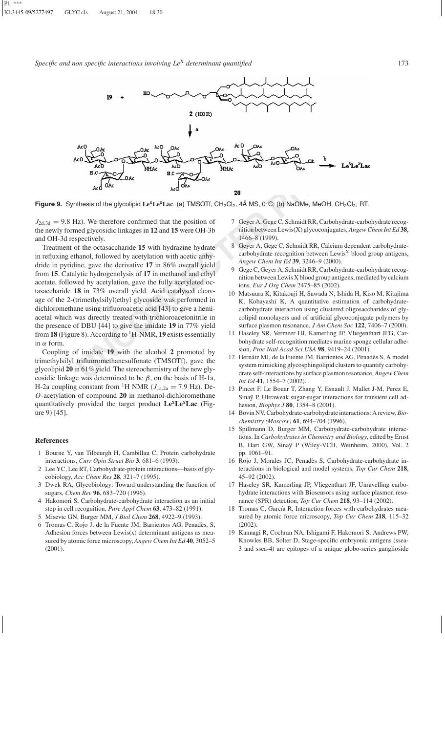**Figure 9.** Synthesis of the glycolipid **Le^xLe^xLac**. (a) TMSOTf, $CH_2Cl_2$, 4Å MS, 0°C; (b) NaOMe, MeOH, $CH_2Cl_2$, RT.

$J_{2d,3d} = 9.8$ Hz). We therefore confirmed that the position of the newly formed glycosidic linkages in **12** and **15** were OH-3b and OH-3d respectively.

Treatment of the octasaccharide **15** with hydrazine hydrate in refluxing ethanol, followed by acetylation with acetic anhydride in pyridine, gave the derivative **17** in 86% overall yield from **15**. Catalytic hydrogenolysis of **17** in methanol and ethyl acetate, followed by acetylation, gave the fully acetylated octasaccharide **18** in 73% overall yield. Acid catalysed cleavage of the 2-(trimethylsilyl)ethyl glycoside was performed in dichloromethane using trifluoroacetic acid [43] to give a hemiacetal which was directly treated with trichloroacetonitrile in the presence of DBU [44] to give the imidate **19** in 77% yield from **18** (Figure 8). According to $^1$H-NMR, **19** exists essentially in $\alpha$ form.

Coupling of imidate **19** with the alcohol **2** promoted by trimethylsilyl trifluoromethanesulfonate (TMSOTf), gave the glycolipid **20** in 61% yield. The stereochemistry of the new glycosidic linkage was determined to be $\beta$, on the basis of H-1a, H-2a coupling constant from $^1$H NMR ($J_{1a,2a} = 7.9$ Hz). De-*O*-acetylation of compound **20** in methanol-dichloromethane quantitatively provided the target product **Le^xLe^xLac** (Figure 9) [45].

## References

1. Bourne Y, van Tilbeurgh H, Cambillau C, Protein carbohydrate interactions, *Curr Opin Struct Bio* **3**, 681–6 (1993).
2. Lee YC, Lee RT, Carbohydrate-protein interactions—basis of glycobiology, *Acc Chem Res* **28**, 321–7 (1995).
3. Dwek RA, Glycobiology: Toward understanding the function of sugars, *Chem Rev* **96**, 683–720 (1996).
4. Hakomori S, Carbohydrate-carbohydrate interaction as an initial step in cell recognition, *Pure Appl Chem* **63**, 473–82 (1991).
5. Misevic GN, Burger MM, *J Biol Chem* **268**, 4922–9 (1993).
6. Tromas C, Rojo J, de la Fuente JM, Barrientos AG, Penadès, S, Adhesion forces between Lewis(x) determinant antigens as measured by atomic force microscopy, *Angew Chem Int Ed* **40**, 3052–5 (2001).
7. Geyer A, Gege C, Schmidt RR, Carbohydrate-carbohydrate recognition between Lewis(X) glycoconjugates, *Angew Chem Int Ed* **38**, 1466–8 (1999).
8. Geyer A, Gege C, Schmidt RR, Calcium dependent carbohydrate-carbohydrate recognition between Lewis^X blood group antigens, *Angew Chem Int Ed* **39**, 3246–9 (2000).
9. Gege C, Geyer A, Schmidt RR, Carbohydrate-carbohydrate recognition between Lewis X blood group antigens, mediated by calcium ions, *Eur J Org Chem* 2475–85 (2002).
10. Matsuura K, Kitakouji H, Sawada N, Ishida H, Kiso M, Kitajima K, Kobayashi K, A quantitative estimation of carbohydrate-carbohydrate interaction using clustered oligosaccharides of glycolipid monolayers and of artificial glycoconjugate polymers by surface plasmon resonance, *J Am Chem Soc* **122**, 7406–7 (2000).
11. Haseley SR, Vermeer HJ, Kamerling JP, Vliegenthart JFG, Carbohydrate self-recognition mediates marine sponge cellular adhesion, *Proc Natl Acad Sci USA* **98**, 9419–24 (2001).
12. Hernáiz MJ, de la Fuente JM, Barrientos AG, Penadès S, A model system mimicking glycosphingolipid clusters to quantify carbohydrate self-interactions by surface plasmon resonance, *Angew Chem Int Ed* **41**, 1554–7 (2002).
13. Pincet F, Le Bouar T, Zhang Y, Esnault J, Mallet J-M, Perez E, Sinaÿ P, Ultraweak sugar-sugar interactions for transient cell adhesion, *Biophys J* **80**, 1354–8 (2001).
14. Bovin NV, Carbohydrate-carbohydrate interactions: A review, *Biochemistry (Moscow)* **61**, 694–704 (1996).
15. Spillmann D, Burger MM, Carbohydrate-carbohydrate interactions. In *Carbohydrates in Chemistry and Biology*, edited by Ernst B, Hart GW, Sinaÿ P (Wiley-VCH, Weinheim, 2000), Vol. 2 pp. 1061–91.
16. Rojo J, Morales JC, Penadès S, Carbohydrate-carbohydrate interactions in biological and model systems, *Top Cur Chem* **218**, 45–92 (2002).
17. Haseley SR, Kamerling JP, Vliegenthart JF, Unravelling carbohydrate interactions with Biosensors using surface plasmon resonance (SPR) detection, *Top Cur Chem* **218**, 93–114 (2002).
18. Tromas C, García R, Interaction forces with carbohydrates measured by atomic force microscopy, *Top Cur Chem* **218**, 115–32 (2002).
19. Kannagi R, Cochran NA, Ishigami F, Hakomori S, Andrews PW, Knowles BB, Solter D, Stage-specific embryonic antigens (ssea-3 and ssea-4) are epitopes of a unique globo-series ganglioside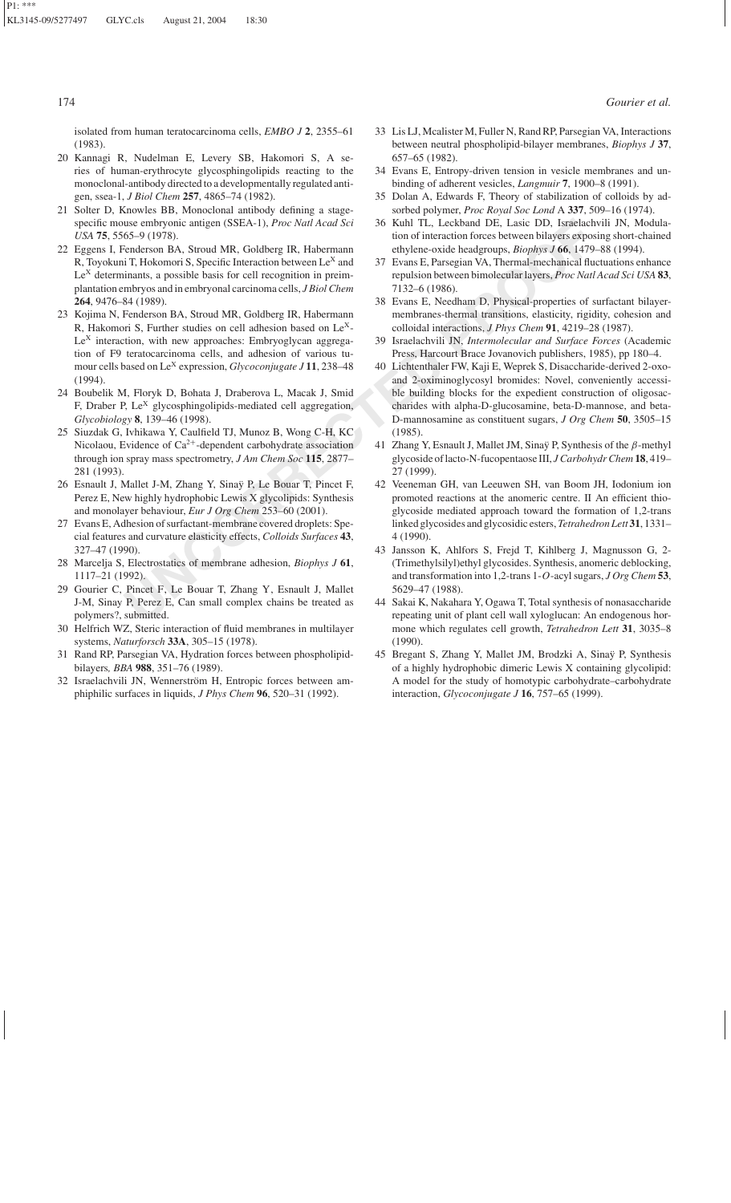isolated from human teratocarcinoma cells, *EMBO J* **2**, 2355–61 (1983).

20 Kannagi R, Nudelman E, Levery SB, Hakomori S, A series of human-erythrocyte glycosphingolipids reacting to the monoclonal-antibody directed to a developmentally regulated antigen, ssea-1, *J Biol Chem* **257**, 4865–74 (1982).

21 Solter D, Knowles BB, Monoclonal antibody defining a stage-specific mouse embryonic antigen (SSEA-1), *Proc Natl Acad Sci USA* **75**, 5565–9 (1978).

22 Eggens I, Fenderson BA, Stroud MR, Goldberg IR, Habermann R, Toyokuni T, Hakomori S, Specific Interaction between $Le^X$ and $Le^X$ determinants, a possible basis for cell recognition in preimplantation embryos and in embryonal carcinoma cells, *J Biol Chem* **264**, 9476–84 (1989).

23 Kojima N, Fenderson BA, Stroud MR, Goldberg IR, Habermann R, Hakomori S, Further studies on cell adhesion based on $Le^X$-$Le^X$ interaction, with new approaches: Embryoglycan aggregation of F9 teratocarcinoma cells, and adhesion of various tumour cells based on $Le^X$ expression, *Glycoconjugate J* **11**, 238–48 (1994).

24 Boubelik M, Floryk D, Bohata J, Draberova L, Macak J, Smid F, Draber P, $Le^X$ glycosphingolipids-mediated cell aggregation, *Glycobiology* **8**, 139–46 (1998).

25 Siuzdak G, Ivhikawa Y, Caulfield TJ, Munoz B, Wong C-H, KC Nicolaou, Evidence of $Ca^{2+}$-dependent carbohydrate association through ion spray mass spectrometry, *J Am Chem Soc* **115**, 2877–281 (1993).

26 Esnault J, Mallet J-M, Zhang Y, Sinaÿ P, Le Bouar T, Pincet F, Perez E, New highly hydrophobic Lewis X glycolipids: Synthesis and monolayer behaviour, *Eur J Org Chem* 253–60 (2001).

27 Evans E, Adhesion of surfactant-membrane covered droplets: Special features and curvature elasticity effects, *Colloids Surfaces* **43**, 327–47 (1990).

28 Marcelja S, Electrostatics of membrane adhesion, *Biophys J* **61**, 1117–21 (1992).

29 Gourier C, Pincet F, Le Bouar T, Zhang Y, Esnault J, Mallet J-M, Sinay P, Perez E, Can small complex chains be treated as polymers?, submitted.

30 Helfrich WZ, Steric interaction of fluid membranes in multilayer systems, *Naturforsch* **33A**, 305–15 (1978).

31 Rand RP, Parsegian VA, Hydration forces between phospholipid-bilayers, *BBA* **988**, 351–76 (1989).

32 Israelachvili JN, Wennerström H, Entropic forces between amphiphilic surfaces in liquids, *J Phys Chem* **96**, 520–31 (1992).

33 Lis LJ, Mcalister M, Fuller N, Rand RP, Parsegian VA, Interactions between neutral phospholipid-bilayer membranes, *Biophys J* **37**, 657–65 (1982).

34 Evans E, Entropy-driven tension in vesicle membranes and unbinding of adherent vesicles, *Langmuir* **7**, 1900–8 (1991).

35 Dolan A, Edwards F, Theory of stabilization of colloids by adsorbed polymer, *Proc Royal Soc Lond* A **337**, 509–16 (1974).

36 Kuhl TL, Leckband DE, Lasic DD, Israelachvili JN, Modulation of interaction forces between bilayers exposing short-chained ethylene-oxide headgroups, *Biophys J* **66**, 1479–88 (1994).

37 Evans E, Parsegian VA, Thermal-mechanical fluctuations enhance repulsion between bimolecular layers, *Proc Natl Acad Sci USA* **83**, 7132–6 (1986).

38 Evans E, Needham D, Physical-properties of surfactant bilayer-membranes-thermal transitions, elasticity, rigidity, cohesion and colloidal interactions, *J Phys Chem* **91**, 4219–28 (1987).

39 Israelachvili JN, *Intermolecular and Surface Forces* (Academic Press, Harcourt Brace Jovanovich publishers, 1985), pp 180–4.

40 Lichtenthaler FW, Kaji E, Weprek S, Disaccharide-derived 2-oxo- and 2-oximinoglycosyl bromides: Novel, conveniently accessible building blocks for the expedient construction of oligosaccharides with alpha-D-glucosamine, beta-D-mannose, and beta-D-mannosamine as constituent sugars, *J Org Chem* **50**, 3505–15 (1985).

41 Zhang Y, Esnault J, Mallet JM, Sinaÿ P, Synthesis of the $\beta$-methyl glycoside of lacto-N-fucopentaose III, *J Carbohydr Chem* **18**, 419–27 (1999).

42 Veeneman GH, van Leeuwen SH, van Boom JH, Iodonium ion promoted reactions at the anomeric centre. II An efficient thioglycoside mediated approach toward the formation of 1,2-trans linked glycosides and glycosidic esters, *Tetrahedron Lett* **31**, 1331–4 (1990).

43 Jansson K, Ahlfors S, Frejd T, Kihlberg J, Magnusson G, 2-(Trimethylsilyl)ethyl glycosides. Synthesis, anomeric deblocking, and transformation into 1,2-trans 1-*O*-acyl sugars, *J Org Chem* **53**, 5629–47 (1988).

44 Sakai K, Nakahara Y, Ogawa T, Total synthesis of nonasaccharide repeating unit of plant cell wall xyloglucan: An endogenous hormone which regulates cell growth, *Tetrahedron Lett* **31**, 3035–8 (1990).

45 Bregant S, Zhang Y, Mallet JM, Brodzki A, Sinaÿ P, Synthesis of a highly hydrophobic dimeric Lewis X containing glycolipid: A model for the study of homotypic carbohydrate–carbohydrate interaction, *Glycoconjugate J* **16**, 757–65 (1999).